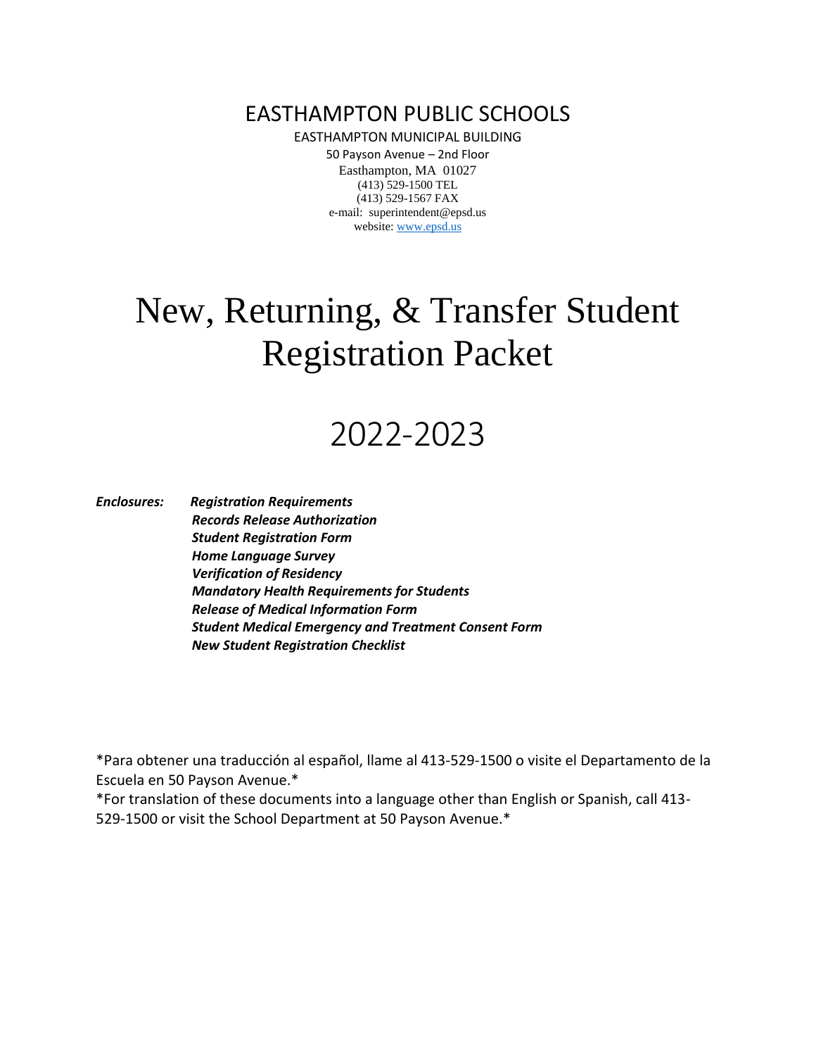# EASTHAMPTON PUBLIC SCHOOLS

EASTHAMPTON MUNICIPAL BUILDING
50 Payson Avenue – 2nd Floor
Easthampton, MA 01027
(413) 529-1500 TEL
(413) 529-1567 FAX
e-mail: superintendent@epsd.us
website: www.epsd.us

# New, Returning, & Transfer Student Registration Packet

## 2022-2023

***Enclosures:*** ***Registration Requirements***
***Records Release Authorization***
***Student Registration Form***
***Home Language Survey***
***Verification of Residency***
***Mandatory Health Requirements for Students***
***Release of Medical Information Form***
***Student Medical Emergency and Treatment Consent Form***
***New Student Registration Checklist***

*Para obtener una traducción al español, llame al 413-529-1500 o visite el Departamento de la Escuela en 50 Payson Avenue.*

*For translation of these documents into a language other than English or Spanish, call 413-529-1500 or visit the School Department at 50 Payson Avenue.*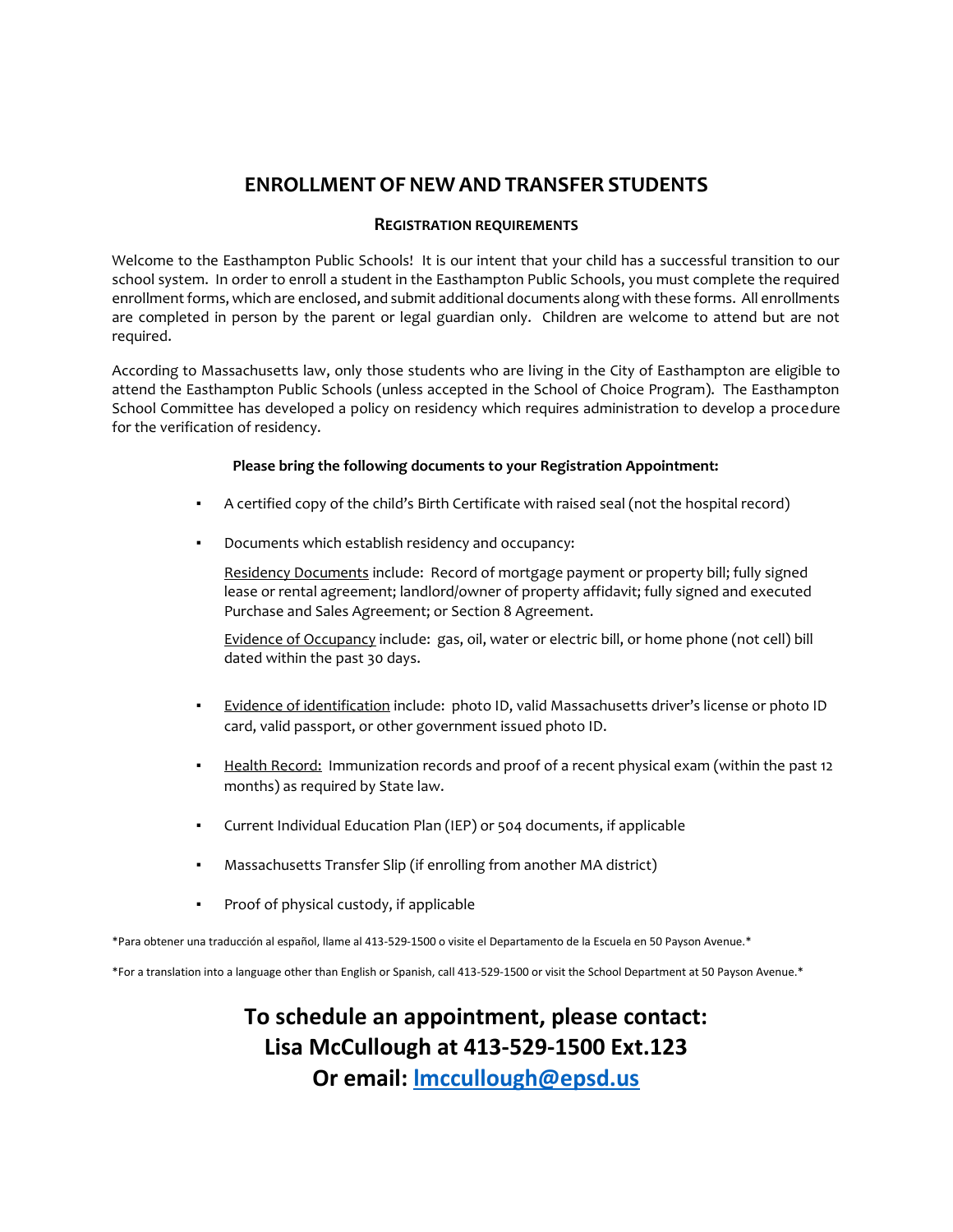# ENROLLMENT OF NEW AND TRANSFER STUDENTS

### REGISTRATION REQUIREMENTS

Welcome to the Easthampton Public Schools! It is our intent that your child has a successful transition to our school system. In order to enroll a student in the Easthampton Public Schools, you must complete the required enrollment forms, which are enclosed, and submit additional documents along with these forms. All enrollments are completed in person by the parent or legal guardian only. Children are welcome to attend but are not required.

According to Massachusetts law, only those students who are living in the City of Easthampton are eligible to attend the Easthampton Public Schools (unless accepted in the School of Choice Program). The Easthampton School Committee has developed a policy on residency which requires administration to develop a procedure for the verification of residency.

**Please bring the following documents to your Registration Appointment:**

- A certified copy of the child's Birth Certificate with raised seal (not the hospital record)
- Documents which establish residency and occupancy:

  Residency Documents include: Record of mortgage payment or property bill; fully signed lease or rental agreement; landlord/owner of property affidavit; fully signed and executed Purchase and Sales Agreement; or Section 8 Agreement.

  Evidence of Occupancy include: gas, oil, water or electric bill, or home phone (not cell) bill dated within the past 30 days.

- Evidence of identification include: photo ID, valid Massachusetts driver's license or photo ID card, valid passport, or other government issued photo ID.
- Health Record: Immunization records and proof of a recent physical exam (within the past 12 months) as required by State law.
- Current Individual Education Plan (IEP) or 504 documents, if applicable
- Massachusetts Transfer Slip (if enrolling from another MA district)
- Proof of physical custody, if applicable

*Para obtener una traducción al español, llame al 413-529-1500 o visite el Departamento de la Escuela en 50 Payson Avenue.*

*For a translation into a language other than English or Spanish, call 413-529-1500 or visit the School Department at 50 Payson Avenue.*

**To schedule an appointment, please contact:**
**Lisa McCullough at 413-529-1500 Ext.123**
**Or email: lmccullough@epsd.us**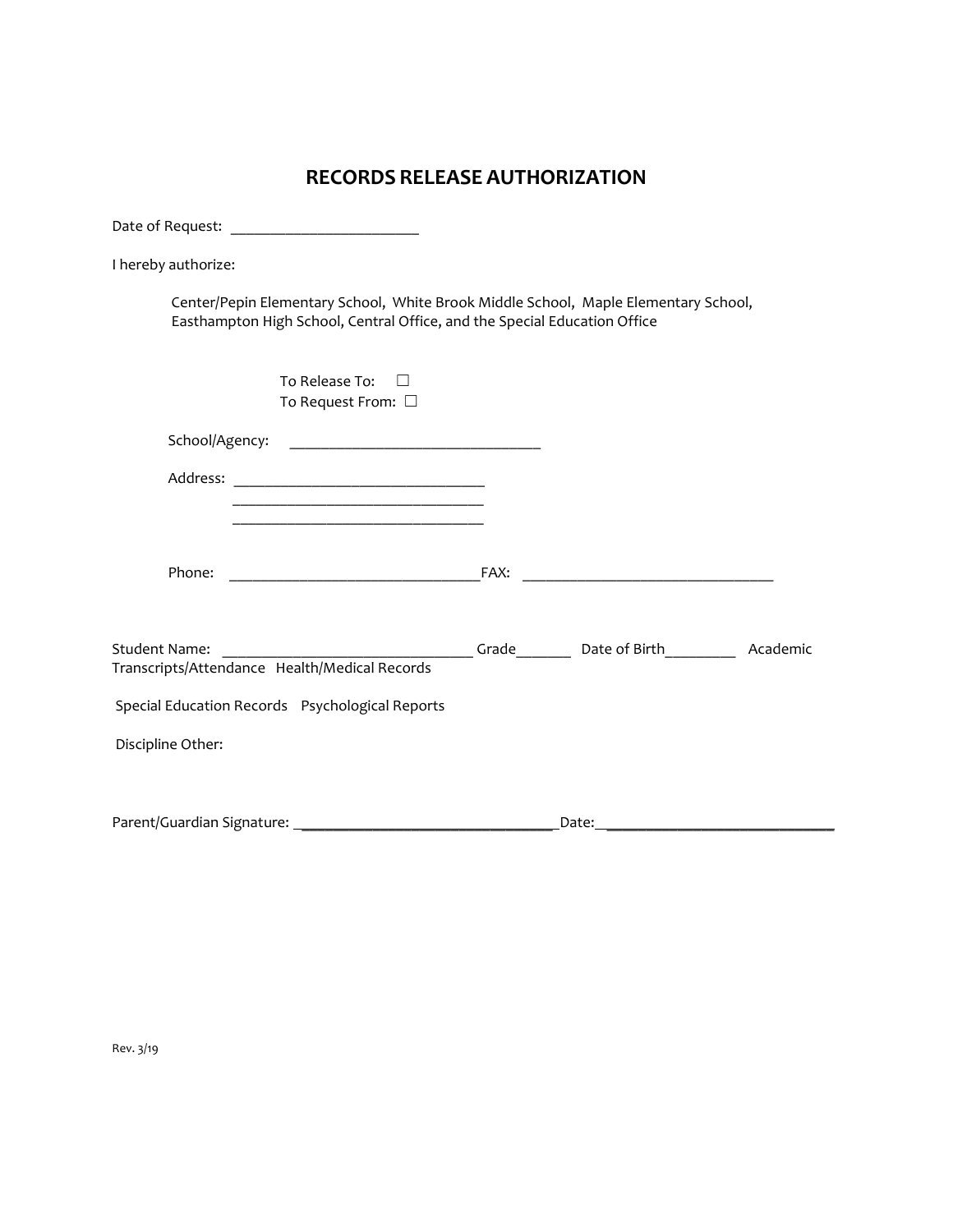# RECORDS RELEASE AUTHORIZATION

Date of Request: ________________________

I hereby authorize:

Center/Pepin Elementary School, White Brook Middle School, Maple Elementary School, Easthampton High School, Central Office, and the Special Education Office

To Release To: ☐
To Request From: ☐

School/Agency: ________________________________

Address: ________________________________
________________________________
________________________________

Phone: ________________________________FAX: ________________________________

Student Name: ________________________________ Grade_______ Date of Birth_________ Academic Transcripts/Attendance Health/Medical Records

Special Education Records Psychological Reports

Discipline Other:

Parent/Guardian Signature: ________________________________Date:______________________________

Rev. 3/19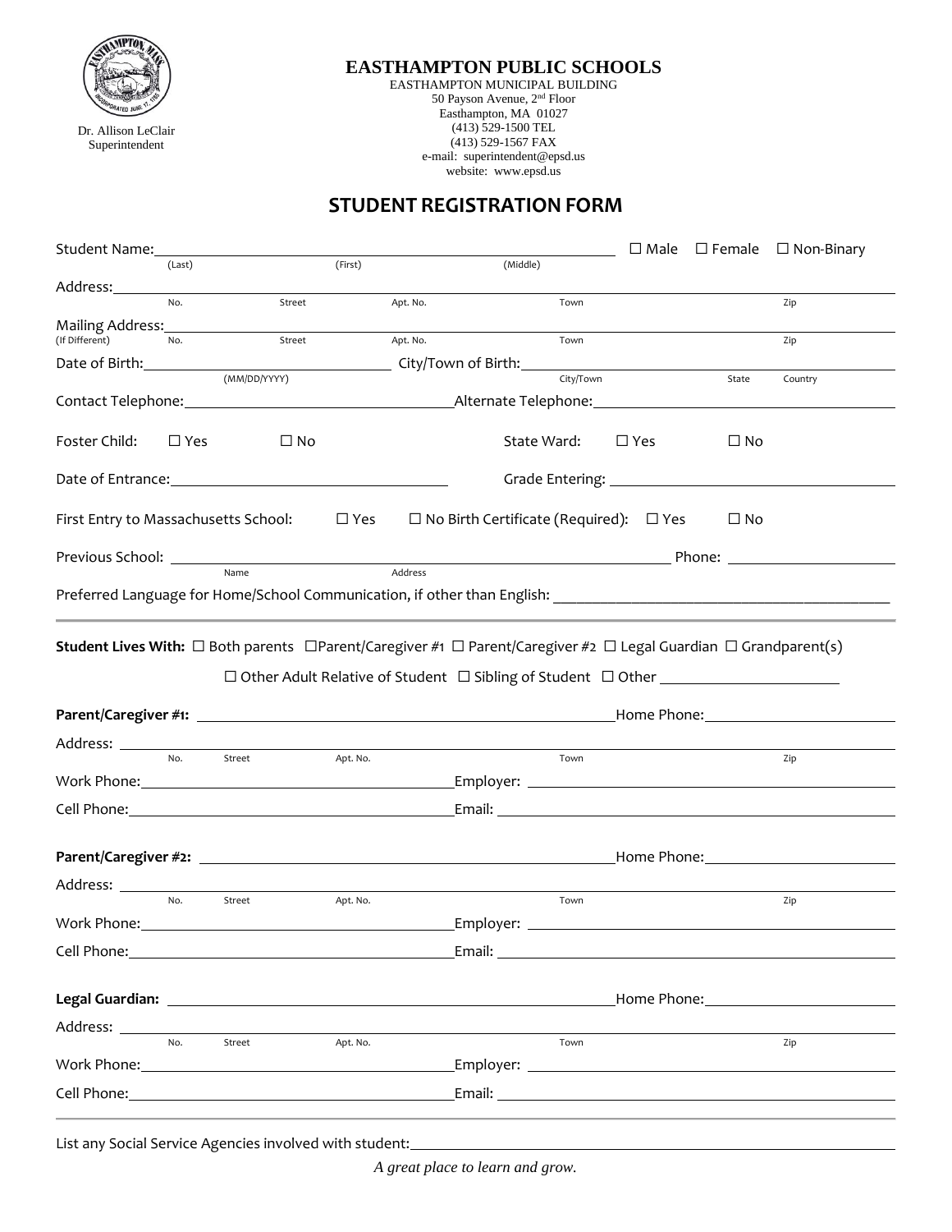EASTHAMPTON PUBLIC SCHOOLS
EASTHAMPTON MUNICIPAL BUILDING
50 Payson Avenue, 2nd Floor
Easthampton, MA 01027
(413) 529-1500 TEL
(413) 529-1567 FAX
e-mail: superintendent@epsd.us
website: www.epsd.us

Dr. Allison LeClair
Superintendent

# STUDENT REGISTRATION FORM

Student Name: ______________________________________________ ☐ Male ☐ Female ☐ Non-Binary
(Last) (First) (Middle)

Address: ______________________________________________
No. Street Apt. No. Town Zip

Mailing Address: ______________________________________________
(If Different) No. Street Apt. No. Town Zip

Date of Birth: ____________________ City/Town of Birth: ____________________
(MM/DD/YYYY) City/Town State Country

Contact Telephone: ____________________ Alternate Telephone: ____________________

Foster Child: ☐ Yes ☐ No State Ward: ☐ Yes ☐ No

Date of Entrance: ____________________ Grade Entering: ____________________

First Entry to Massachusetts School: ☐ Yes ☐ No Birth Certificate (Required): ☐ Yes ☐ No

Previous School: ______________________________________________ Phone: ____________________
Name Address

Preferred Language for Home/School Communication, if other than English: ____________________

---

**Student Lives With:** ☐ Both parents ☐Parent/Caregiver #1 ☐ Parent/Caregiver #2 ☐ Legal Guardian ☐ Grandparent(s)

☐ Other Adult Relative of Student ☐ Sibling of Student ☐ Other ____________________

**Parent/Caregiver #1:** ______________________________________________ Home Phone: ____________________

Address: ______________________________________________
No. Street Apt. No. Town Zip

Work Phone: ____________________ Employer: ____________________

Cell Phone: ____________________ Email: ____________________

**Parent/Caregiver #2:** ______________________________________________ Home Phone: ____________________

Address: ______________________________________________
No. Street Apt. No. Town Zip

Work Phone: ____________________ Employer: ____________________

Cell Phone: ____________________ Email: ____________________

**Legal Guardian:** ______________________________________________ Home Phone: ____________________

Address: ______________________________________________
No. Street Apt. No. Town Zip

Work Phone: ____________________ Employer: ____________________

Cell Phone: ____________________ Email: ____________________

---

List any Social Service Agencies involved with student: ____________________

*A great place to learn and grow.*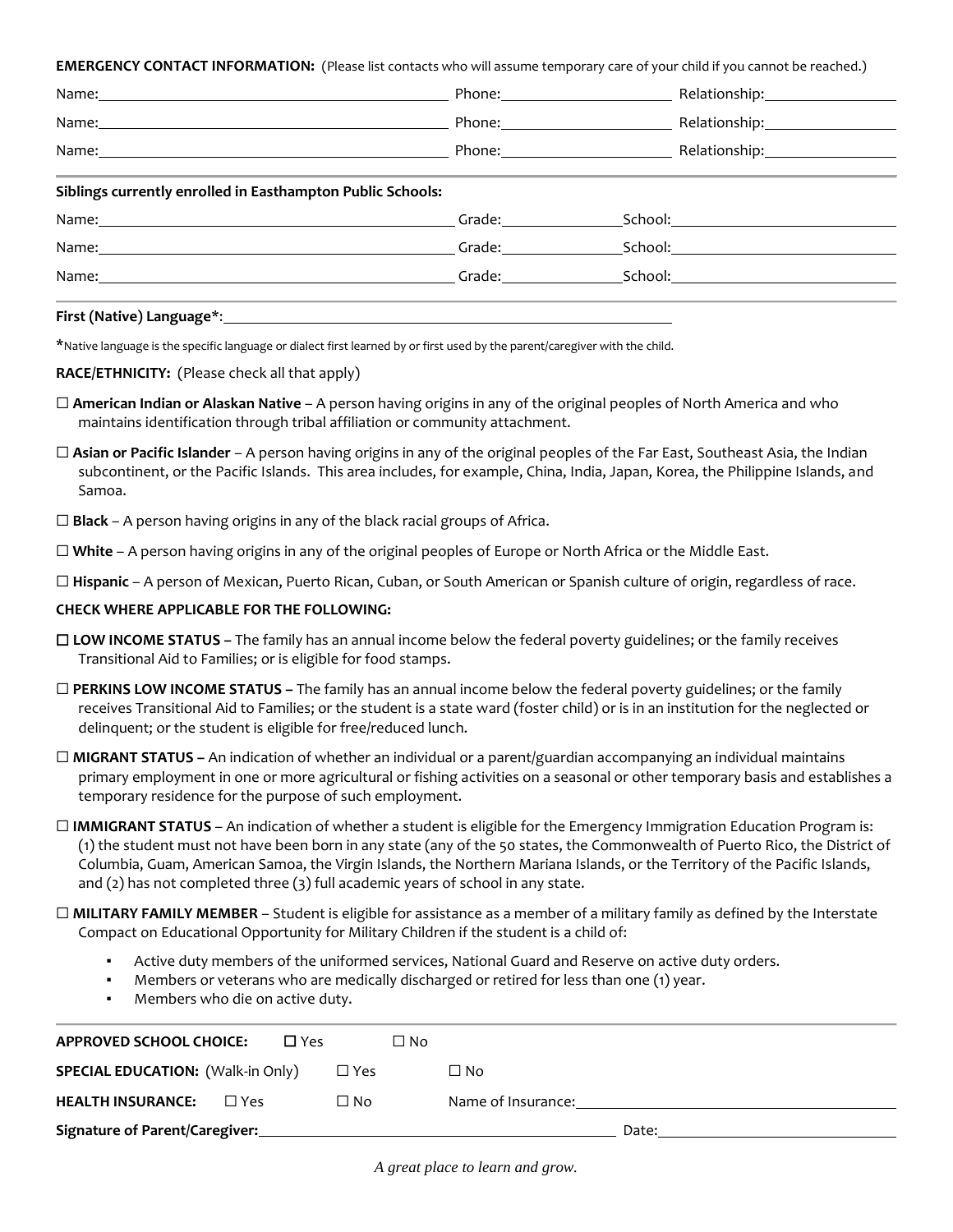**EMERGENCY CONTACT INFORMATION:** (Please list contacts who will assume temporary care of your child if you cannot be reached.)

Name:______________________________ Phone:________________ Relationship:______________

Name:______________________________ Phone:________________ Relationship:______________

Name:______________________________ Phone:________________ Relationship:______________

**Siblings currently enrolled in Easthampton Public Schools:**

Name:______________________________ Grade:____________ School:____________________

Name:______________________________ Grade:____________ School:____________________

Name:______________________________ Grade:____________ School:____________________

**First (Native) Language\*:**____________________________________________

\*Native language is the specific language or dialect first learned by or first used by the parent/caregiver with the child.

**RACE/ETHNICITY:** (Please check all that apply)

☐ **American Indian or Alaskan Native** – A person having origins in any of the original peoples of North America and who maintains identification through tribal affiliation or community attachment.

☐ **Asian or Pacific Islander** – A person having origins in any of the original peoples of the Far East, Southeast Asia, the Indian subcontinent, or the Pacific Islands. This area includes, for example, China, India, Japan, Korea, the Philippine Islands, and Samoa.

☐ **Black** – A person having origins in any of the black racial groups of Africa.

☐ **White** – A person having origins in any of the original peoples of Europe or North Africa or the Middle East.

☐ **Hispanic** – A person of Mexican, Puerto Rican, Cuban, or South American or Spanish culture of origin, regardless of race.

**CHECK WHERE APPLICABLE FOR THE FOLLOWING:**

☐ **LOW INCOME STATUS –** The family has an annual income below the federal poverty guidelines; or the family receives Transitional Aid to Families; or is eligible for food stamps.

☐ **PERKINS LOW INCOME STATUS –** The family has an annual income below the federal poverty guidelines; or the family receives Transitional Aid to Families; or the student is a state ward (foster child) or is in an institution for the neglected or delinquent; or the student is eligible for free/reduced lunch.

☐ **MIGRANT STATUS –** An indication of whether an individual or a parent/guardian accompanying an individual maintains primary employment in one or more agricultural or fishing activities on a seasonal or other temporary basis and establishes a temporary residence for the purpose of such employment.

☐ **IMMIGRANT STATUS** – An indication of whether a student is eligible for the Emergency Immigration Education Program is: (1) the student must not have been born in any state (any of the 50 states, the Commonwealth of Puerto Rico, the District of Columbia, Guam, American Samoa, the Virgin Islands, the Northern Mariana Islands, or the Territory of the Pacific Islands, and (2) has not completed three (3) full academic years of school in any state.

☐ **MILITARY FAMILY MEMBER** – Student is eligible for assistance as a member of a military family as defined by the Interstate Compact on Educational Opportunity for Military Children if the student is a child of:

- Active duty members of the uniformed services, National Guard and Reserve on active duty orders.
- Members or veterans who are medically discharged or retired for less than one (1) year.
- Members who die on active duty.

**APPROVED SCHOOL CHOICE:** ☐ Yes ☐ No

**SPECIAL EDUCATION:** (Walk-in Only) ☐ Yes ☐ No

**HEALTH INSURANCE:** ☐ Yes ☐ No Name of Insurance:______________________________

**Signature of Parent/Caregiver:**______________________________ Date:____________________

*A great place to learn and grow.*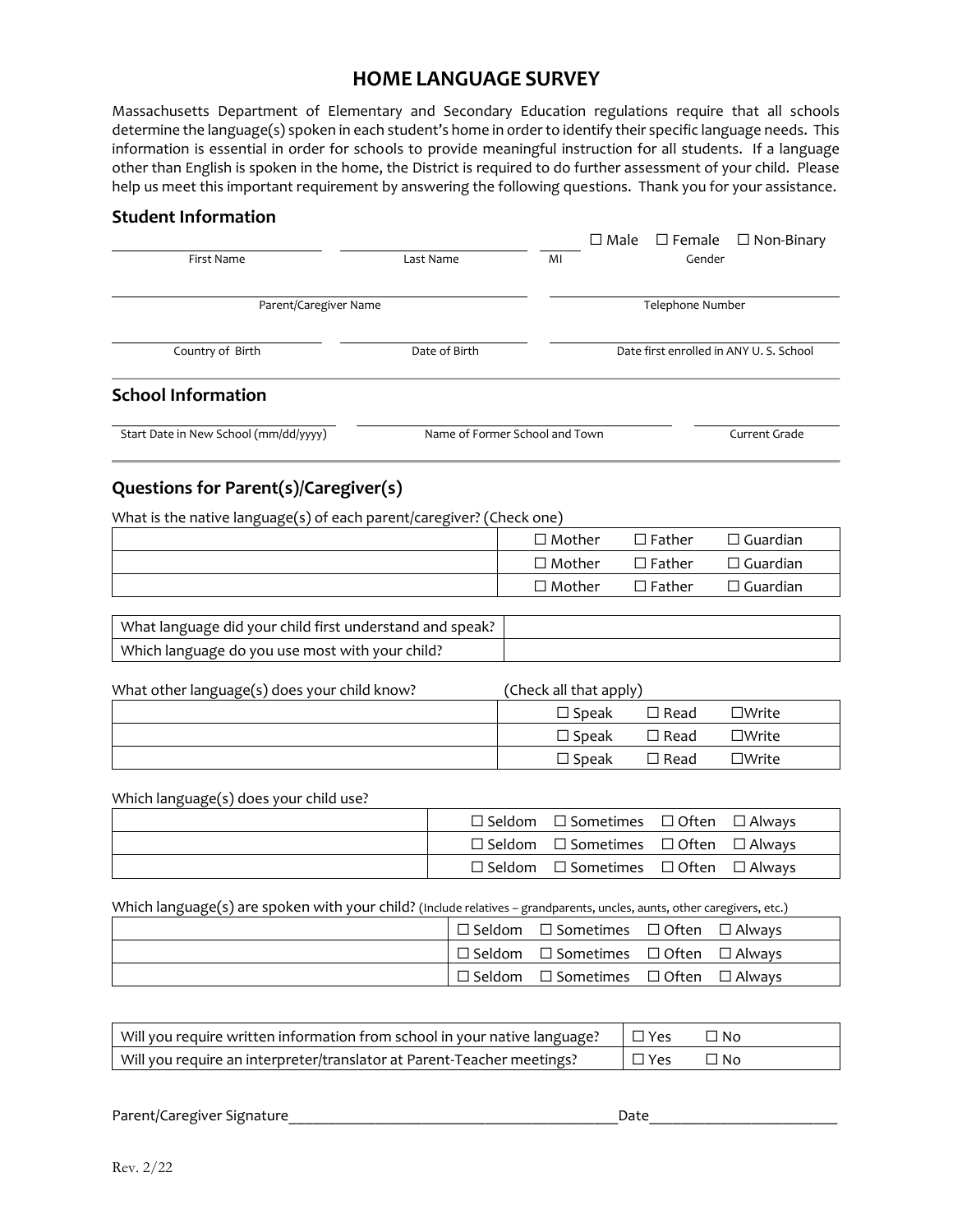# HOME LANGUAGE SURVEY

Massachusetts Department of Elementary and Secondary Education regulations require that all schools determine the language(s) spoken in each student's home in order to identify their specific language needs. This information is essential in order for schools to provide meaningful instruction for all students. If a language other than English is spoken in the home, the District is required to do further assessment of your child. Please help us meet this important requirement by answering the following questions. Thank you for your assistance.

## Student Information

| ______________ | ______________ | ____ | ☐ Male ☐ Female ☐ Non-Binary |
|---|---|---|---|
| First Name | Last Name | MI | Gender |

| ______________ | ______________ |
|---|---|
| Parent/Caregiver Name | Telephone Number |

| ______________ | ______________ | ______________ |
|---|---|---|
| Country of Birth | Date of Birth | Date first enrolled in ANY U. S. School |

## School Information

| ______________ | ______________ | ______________ |
|---|---|---|
| Start Date in New School (mm/dd/yyyy) | Name of Former School and Town | Current Grade |

## Questions for Parent(s)/Caregiver(s)

What is the native language(s) of each parent/caregiver? (Check one)

| | | | |
|---|---|---|---|
| | ☐ Mother | ☐ Father | ☐ Guardian |
| | ☐ Mother | ☐ Father | ☐ Guardian |
| | ☐ Mother | ☐ Father | ☐ Guardian |

| | |
|---|---|
| What language did your child first understand and speak? | |
| Which language do you use most with your child? | |

What other language(s) does your child know? (Check all that apply)

| | | | |
|---|---|---|---|
| | ☐ Speak | ☐ Read | ☐Write |
| | ☐ Speak | ☐ Read | ☐Write |
| | ☐ Speak | ☐ Read | ☐Write |

Which language(s) does your child use?

| | | | | |
|---|---|---|---|---|
| | ☐ Seldom | ☐ Sometimes | ☐ Often | ☐ Always |
| | ☐ Seldom | ☐ Sometimes | ☐ Often | ☐ Always |
| | ☐ Seldom | ☐ Sometimes | ☐ Often | ☐ Always |

Which language(s) are spoken with your child? (Include relatives – grandparents, uncles, aunts, other caregivers, etc.)

| | | | | |
|---|---|---|---|---|
| | ☐ Seldom | ☐ Sometimes | ☐ Often | ☐ Always |
| | ☐ Seldom | ☐ Sometimes | ☐ Often | ☐ Always |
| | ☐ Seldom | ☐ Sometimes | ☐ Often | ☐ Always |

| | | |
|---|---|---|
| Will you require written information from school in your native language? | ☐ Yes | ☐ No |
| Will you require an interpreter/translator at Parent-Teacher meetings? | ☐ Yes | ☐ No |

Parent/Caregiver Signature__________________________________________Date________________________

Rev. 2/22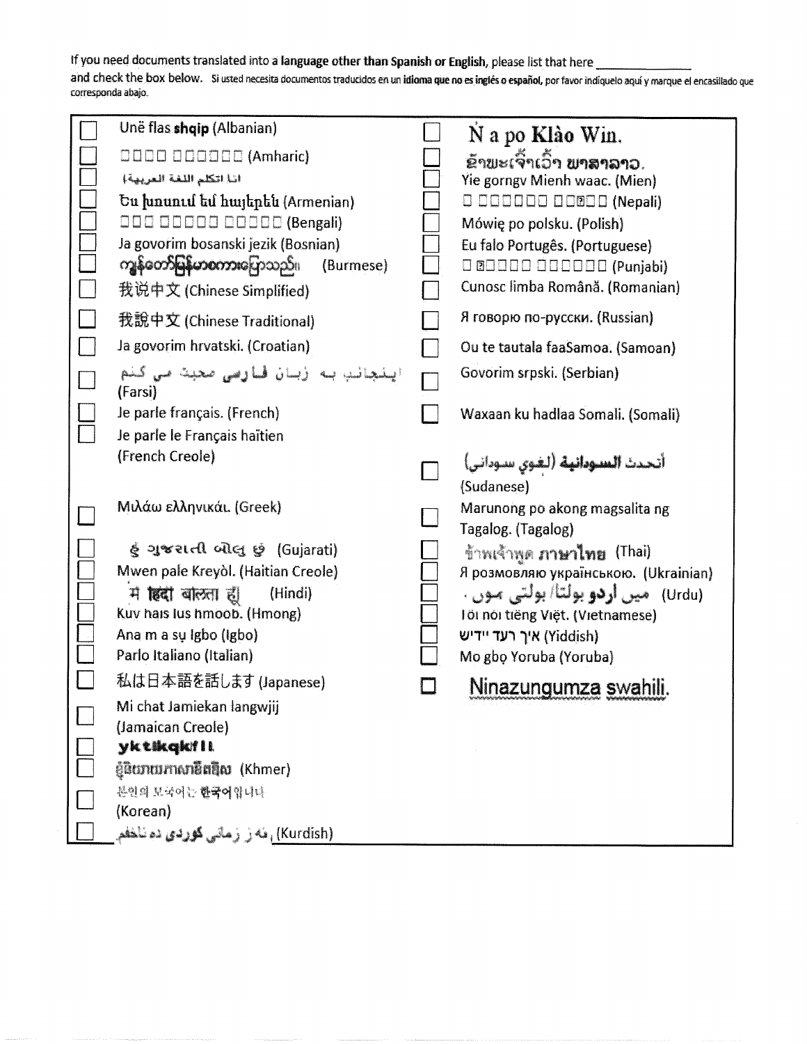If you need documents translated into a **language other than Spanish or English**, please list that here ______________ and check the box below. Si usted necesita documentos traducidos en un **idioma que no es inglés o español**, por favor indíquelo aquí y marque el encasillado que corresponda abajo.

- ☐ Unë flas **shqip** (Albanian)
- ☐ □□□□ □□□□□□ (Amharic)
- ☐ انا اتكلم اللغة العربية
- ☐ Ես խոսում եմ հայերեն (Armenian)
- ☐ □□□ □□□□□ □□□□□ (Bengali)
- ☐ Ja govorim bosanski jezik (Bosnian)
- ☐ ကျွန်တော်မြန်မာစကားပြောသည် (Burmese)
- ☐ 我说中文 (Chinese Simplified)
- ☐ 我說中文 (Chinese Traditional)
- ☐ Ja govorim hrvatski. (Croatian)
- ☐ اینجانب به زبان فارسی صحبت می کنم (Farsi)
- ☐ Je parle français. (French)
- ☐ Je parle le Français haïtien (French Creole)
- ☐ Μιλάω ελληνικά. (Greek)
- ☐ હું ગુજરાતી બોલું છું (Gujarati)
- ☐ Mwen pale Kreyòl. (Haitian Creole)
- ☐ मैं हिंदी बोलता हूं (Hindi)
- ☐ Kuv hais lus hmoob. (Hmong)
- ☐ Ana m a sụ Igbo (Igbo)
- ☐ Parlo Italiano (Italian)
- ☐ 私は日本語を話します (Japanese)
- ☐ Mi chat Jamiekan langwjij (Jamaican Creole)
- ☐ **yktikqkfil**
- ☐ ខ្ញុំនិយាយភាសាខ្មែរ (Khmer)
- ☐ 본인의 모국어는 한국어입니다 (Korean)
- ☐ ئەز زمانى کوردى دە ئاخفم (Kurdish)
- ☐ N̄ a po Klào Win.
- ☐ ຂ້ອຍເວົ້າພາສາລາວ.
- ☐ Yie gorngv Mienh waac. (Mien)
- ☐ □ □□□□□□ □□□□□ (Nepali)
- ☐ Mówię po polsku. (Polish)
- ☐ Eu falo Português. (Portuguese)
- ☐ □ □□□□□ □□□□□□ (Punjabi)
- ☐ Cunosc limba Română. (Romanian)
- ☐ Я говорю по-русски. (Russian)
- ☐ Ou te tautala faaSamoa. (Samoan)
- ☐ Govorim srpski. (Serbian)
- ☐ Waxaan ku hadlaa Somali. (Somali)
- ☐ أتحدث السودانية (لغوي سوداني) (Sudanese)
- ☐ Marunong po akong magsalita ng Tagalog. (Tagalog)
- ☐ ข้าพเจ้าพูด ภาษาไทย (Thai)
- ☐ Я розмовляю українською. (Ukrainian)
- ☐ میں اردو بولتا/ بولتی ہوں۔ (Urdu)
- ☐ Tôi nói tiếng Việt. (Vietnamese)
- ☐ איך רעד יידיש (Yiddish)
- ☐ Mo gbọ Yoruba (Yoruba)
- ☐ Ninazungumza swahili.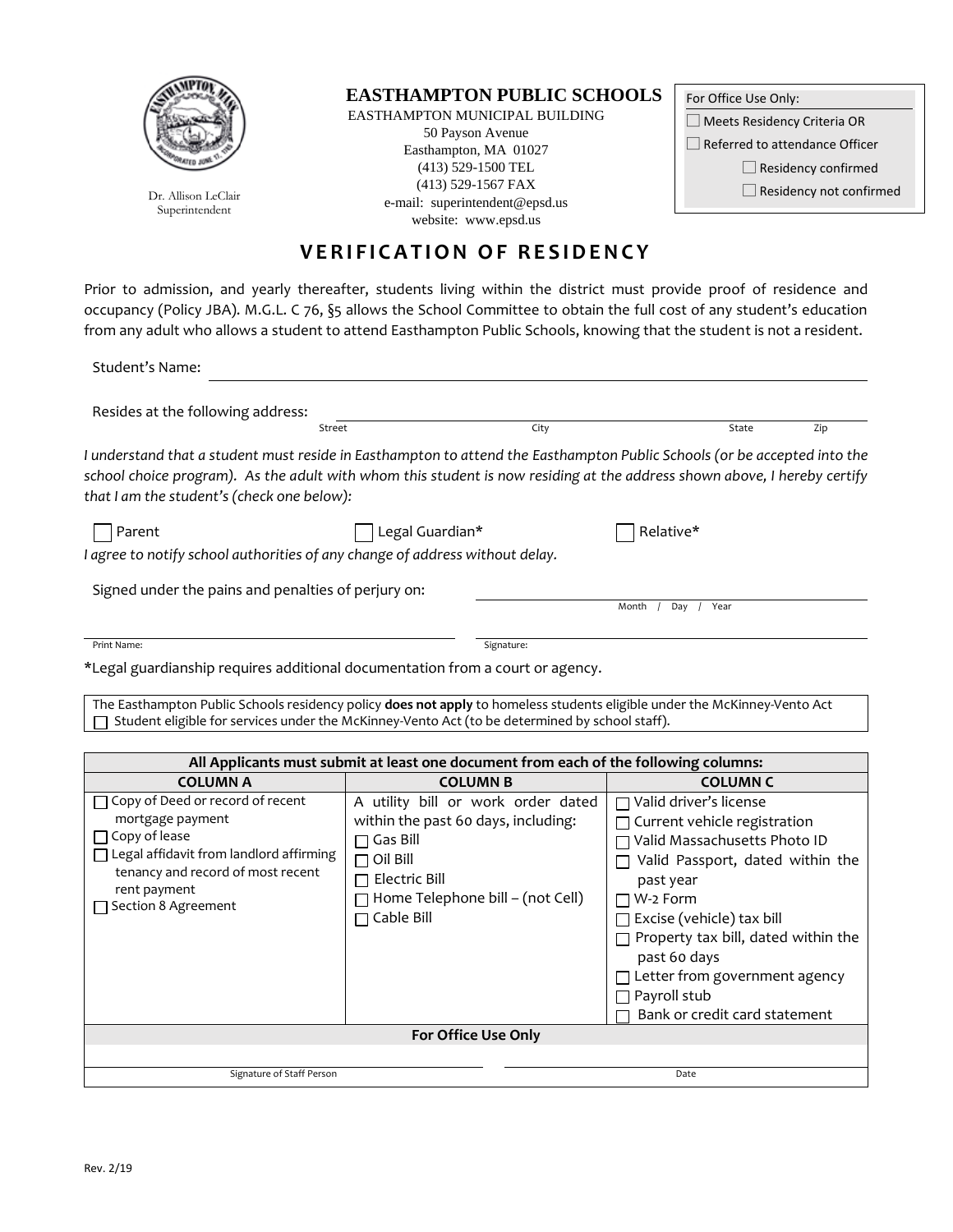# EASTHAMPTON PUBLIC SCHOOLS

EASTHAMPTON MUNICIPAL BUILDING
50 Payson Avenue
Easthampton, MA 01027
(413) 529-1500 TEL
(413) 529-1567 FAX
e-mail: superintendent@epsd.us
website: www.epsd.us

Dr. Allison LeClair
Superintendent

For Office Use Only:

☐ Meets Residency Criteria OR

☐ Referred to attendance Officer

☐ Residency confirmed

☐ Residency not confirmed

## VERIFICATION OF RESIDENCY

Prior to admission, and yearly thereafter, students living within the district must provide proof of residence and occupancy (Policy JBA). M.G.L. C 76, §5 allows the School Committee to obtain the full cost of any student's education from any adult who allows a student to attend Easthampton Public Schools, knowing that the student is not a resident.

Student's Name: ______________________________

Resides at the following address: ______________________________
Street City State Zip

*I understand that a student must reside in Easthampton to attend the Easthampton Public Schools (or be accepted into the school choice program). As the adult with whom this student is now residing at the address shown above, I hereby certify that I am the student's (check one below):*

☐ Parent ☐ Legal Guardian* ☐ Relative*

*I agree to notify school authorities of any change of address without delay.*

Signed under the pains and penalties of perjury on: ______________________________
Month / Day / Year

______________________________ ______________________________
Print Name: Signature:

*Legal guardianship requires additional documentation from a court or agency.

The Easthampton Public Schools residency policy **does not apply** to homeless students eligible under the McKinney-Vento Act
☐ Student eligible for services under the McKinney-Vento Act (to be determined by school staff).

| All Applicants must submit at least one document from each of the following columns: | | |
|---|---|---|
| **COLUMN A** | **COLUMN B** | **COLUMN C** |
| ☐ Copy of Deed or record of recent mortgage payment<br>☐ Copy of lease<br>☐ Legal affidavit from landlord affirming tenancy and record of most recent rent payment<br>☐ Section 8 Agreement | A utility bill or work order dated within the past 60 days, including:<br>☐ Gas Bill<br>☐ Oil Bill<br>☐ Electric Bill<br>☐ Home Telephone bill – (not Cell)<br>☐ Cable Bill | ☐ Valid driver's license<br>☐ Current vehicle registration<br>☐ Valid Massachusetts Photo ID<br>☐ Valid Passport, dated within the past year<br>☐ W-2 Form<br>☐ Excise (vehicle) tax bill<br>☐ Property tax bill, dated within the past 60 days<br>☐ Letter from government agency<br>☐ Payroll stub<br>☐ Bank or credit card statement |
| **For Office Use Only** | | |

______________________________ ______________________________
Signature of Staff Person Date

Rev. 2/19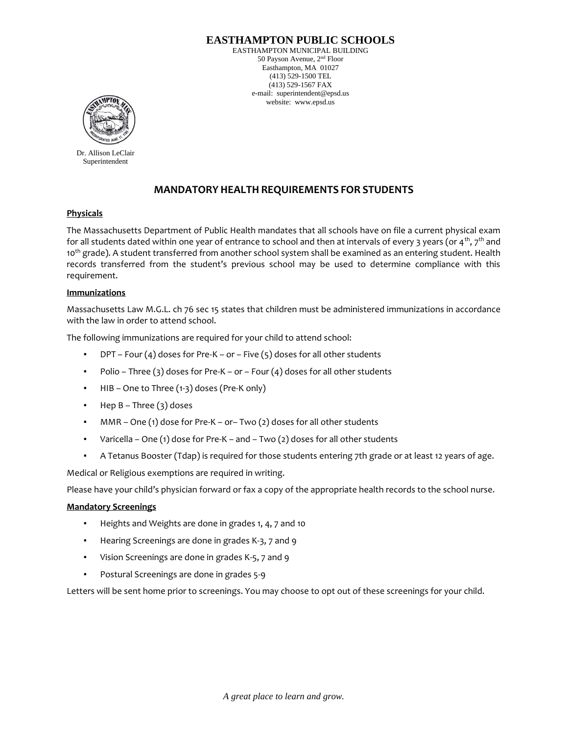**EASTHAMPTON PUBLIC SCHOOLS**
EASTHAMPTON MUNICIPAL BUILDING
50 Payson Avenue, 2nd Floor
Easthampton, MA 01027
(413) 529-1500 TEL
(413) 529-1567 FAX
e-mail: superintendent@epsd.us
website: www.epsd.us

Dr. Allison LeClair
Superintendent

# MANDATORY HEALTH REQUIREMENTS FOR STUDENTS

**Physicals**

The Massachusetts Department of Public Health mandates that all schools have on file a current physical exam for all students dated within one year of entrance to school and then at intervals of every 3 years (or 4th, 7th and 10th grade). A student transferred from another school system shall be examined as an entering student. Health records transferred from the student's previous school may be used to determine compliance with this requirement.

**Immunizations**

Massachusetts Law M.G.L. ch 76 sec 15 states that children must be administered immunizations in accordance with the law in order to attend school.

The following immunizations are required for your child to attend school:

- DPT – Four (4) doses for Pre-K – or – Five (5) doses for all other students
- Polio – Three (3) doses for Pre-K – or – Four (4) doses for all other students
- HIB – One to Three (1-3) doses (Pre-K only)
- Hep B – Three (3) doses
- MMR – One (1) dose for Pre-K – or– Two (2) doses for all other students
- Varicella – One (1) dose for Pre-K – and – Two (2) doses for all other students
- A Tetanus Booster (Tdap) is required for those students entering 7th grade or at least 12 years of age.

Medical or Religious exemptions are required in writing.

Please have your child's physician forward or fax a copy of the appropriate health records to the school nurse.

**Mandatory Screenings**

- Heights and Weights are done in grades 1, 4, 7 and 10
- Hearing Screenings are done in grades K-3, 7 and 9
- Vision Screenings are done in grades K-5, 7 and 9
- Postural Screenings are done in grades 5-9

Letters will be sent home prior to screenings. You may choose to opt out of these screenings for your child.

*A great place to learn and grow.*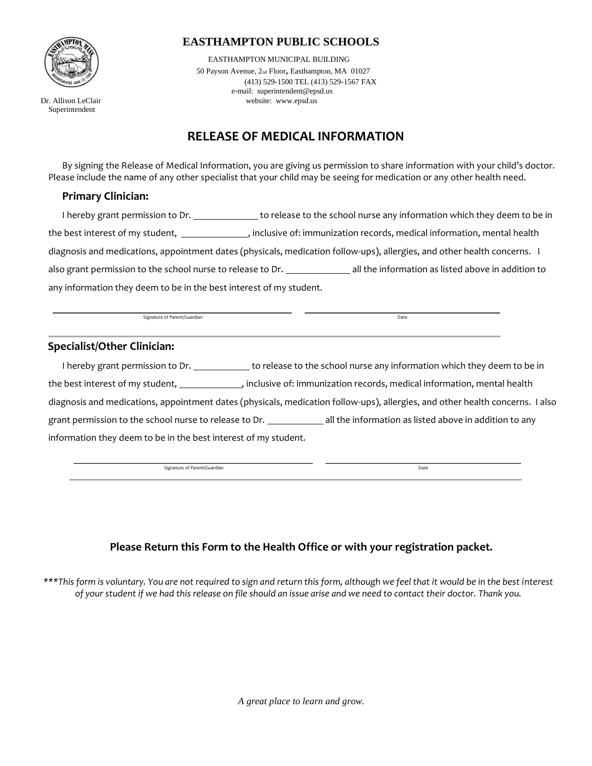# EASTHAMPTON PUBLIC SCHOOLS

EASTHAMPTON MUNICIPAL BUILDING
50 Payson Avenue, 2nd Floor, Easthampton, MA 01027
(413) 529-1500 TEL (413) 529-1567 FAX
e-mail: superintendent@epsd.us
website: www.epsd.us

Dr. Allison LeClair
Superintendent

## RELEASE OF MEDICAL INFORMATION

By signing the Release of Medical Information, you are giving us permission to share information with your child's doctor. Please include the name of any other specialist that your child may be seeing for medication or any other health need.

### Primary Clinician:

I hereby grant permission to Dr. ____________ to release to the school nurse any information which they deem to be in the best interest of my student, ____________, inclusive of: immunization records, medical information, mental health diagnosis and medications, appointment dates (physicals, medication follow-ups), allergies, and other health concerns. I also grant permission to the school nurse to release to Dr. ____________ all the information as listed above in addition to any information they deem to be in the best interest of my student.

______________________________ Signature of Parent/Guardian ______________________________ Date

### Specialist/Other Clinician:

I hereby grant permission to Dr. ____________ to release to the school nurse any information which they deem to be in the best interest of my student, ____________, inclusive of: immunization records, medical information, mental health diagnosis and medications, appointment dates (physicals, medication follow-ups), allergies, and other health concerns. I also grant permission to the school nurse to release to Dr. ____________ all the information as listed above in addition to any information they deem to be in the best interest of my student.

______________________________ Signature of Parent/Guardian ______________________________ Date

**Please Return this Form to the Health Office or with your registration packet.**

****This form is voluntary. You are not required to sign and return this form, although we feel that it would be in the best interest of your student if we had this release on file should an issue arise and we need to contact their doctor. Thank you.*

*A great place to learn and grow.*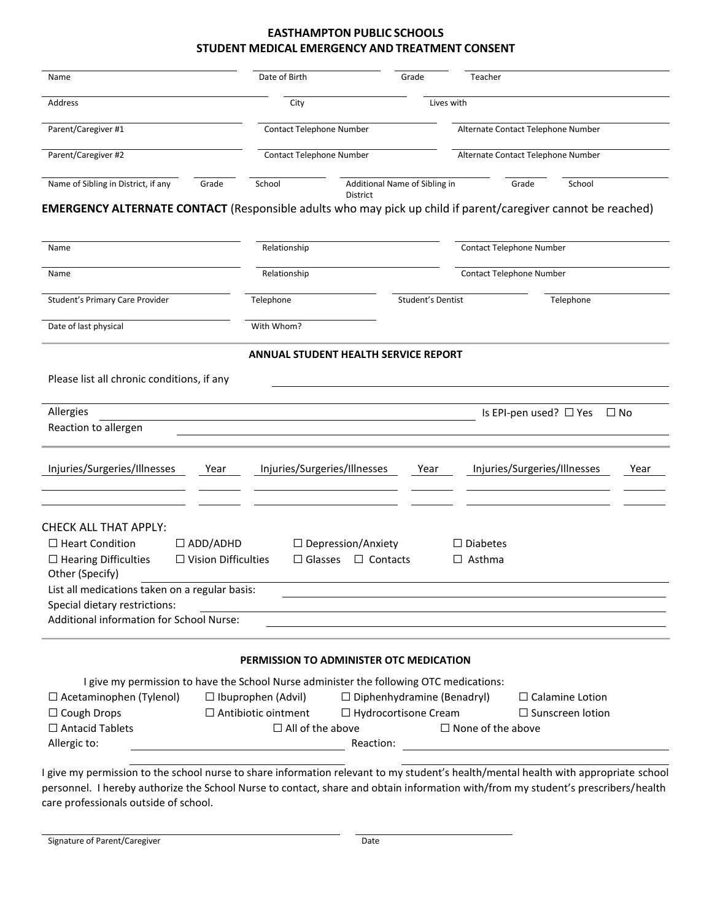# EASTHAMPTON PUBLIC SCHOOLS
## STUDENT MEDICAL EMERGENCY AND TREATMENT CONSENT

| Name | Date of Birth | Grade | Teacher |
|---|---|---|---|
| | | | |

| Address | City | Lives with |
|---|---|---|
| | | |

| Parent/Caregiver #1 | Contact Telephone Number | Alternate Contact Telephone Number |
|---|---|---|
| | | |

| Parent/Caregiver #2 | Contact Telephone Number | Alternate Contact Telephone Number |
|---|---|---|
| | | |

| Name of Sibling in District, if any | Grade | School | Additional Name of Sibling in District | Grade | School |
|---|---|---|---|---|---|
| | | | | | |

**EMERGENCY ALTERNATE CONTACT** (Responsible adults who may pick up child if parent/caregiver cannot be reached)

| Name | Relationship | Contact Telephone Number |
|---|---|---|
| | | |

| Name | Relationship | Contact Telephone Number |
|---|---|---|
| | | |

| Student's Primary Care Provider | Telephone | Student's Dentist | Telephone |
|---|---|---|---|
| | | | |

| Date of last physical | With Whom? |
|---|---|
| | |

### ANNUAL STUDENT HEALTH SERVICE REPORT

Please list all chronic conditions, if any \_\_\_\_\_\_\_\_\_\_\_\_\_\_\_\_\_\_\_\_

Allergies \_\_\_\_\_\_\_\_\_\_\_\_\_\_\_\_\_\_\_\_ Is EPI-pen used? ☐ Yes ☐ No

Reaction to allergen \_\_\_\_\_\_\_\_\_\_\_\_\_\_\_\_\_\_\_\_

| Injuries/Surgeries/Illnesses | Year | Injuries/Surgeries/Illnesses | Year | Injuries/Surgeries/Illnesses | Year |
|---|---|---|---|---|---|
| | | | | | |
| | | | | | |

CHECK ALL THAT APPLY:

☐ Heart Condition ☐ ADD/ADHD ☐ Depression/Anxiety ☐ Diabetes

☐ Hearing Difficulties ☐ Vision Difficulties ☐ Glasses ☐ Contacts ☐ Asthma

Other (Specify) \_\_\_\_\_\_\_\_\_\_\_\_\_\_\_\_\_\_\_\_

List all medications taken on a regular basis: \_\_\_\_\_\_\_\_\_\_\_\_\_\_\_\_\_\_\_\_

Special dietary restrictions: \_\_\_\_\_\_\_\_\_\_\_\_\_\_\_\_\_\_\_\_

Additional information for School Nurse: \_\_\_\_\_\_\_\_\_\_\_\_\_\_\_\_\_\_\_\_

### PERMISSION TO ADMINISTER OTC MEDICATION

I give my permission to have the School Nurse administer the following OTC medications:

☐ Acetaminophen (Tylenol) ☐ Ibuprophen (Advil) ☐ Diphenhydramine (Benadryl) ☐ Calamine Lotion

☐ Cough Drops ☐ Antibiotic ointment ☐ Hydrocortisone Cream ☐ Sunscreen lotion

☐ Antacid Tablets ☐ All of the above ☐ None of the above

Allergic to: \_\_\_\_\_\_\_\_\_\_\_\_\_\_\_\_\_\_\_\_ Reaction: \_\_\_\_\_\_\_\_\_\_\_\_\_\_\_\_\_\_\_\_

I give my permission to the school nurse to share information relevant to my student's health/mental health with appropriate school personnel. I hereby authorize the School Nurse to contact, share and obtain information with/from my student's prescribers/health care professionals outside of school.

| Signature of Parent/Caregiver | Date |
|---|---|
| | |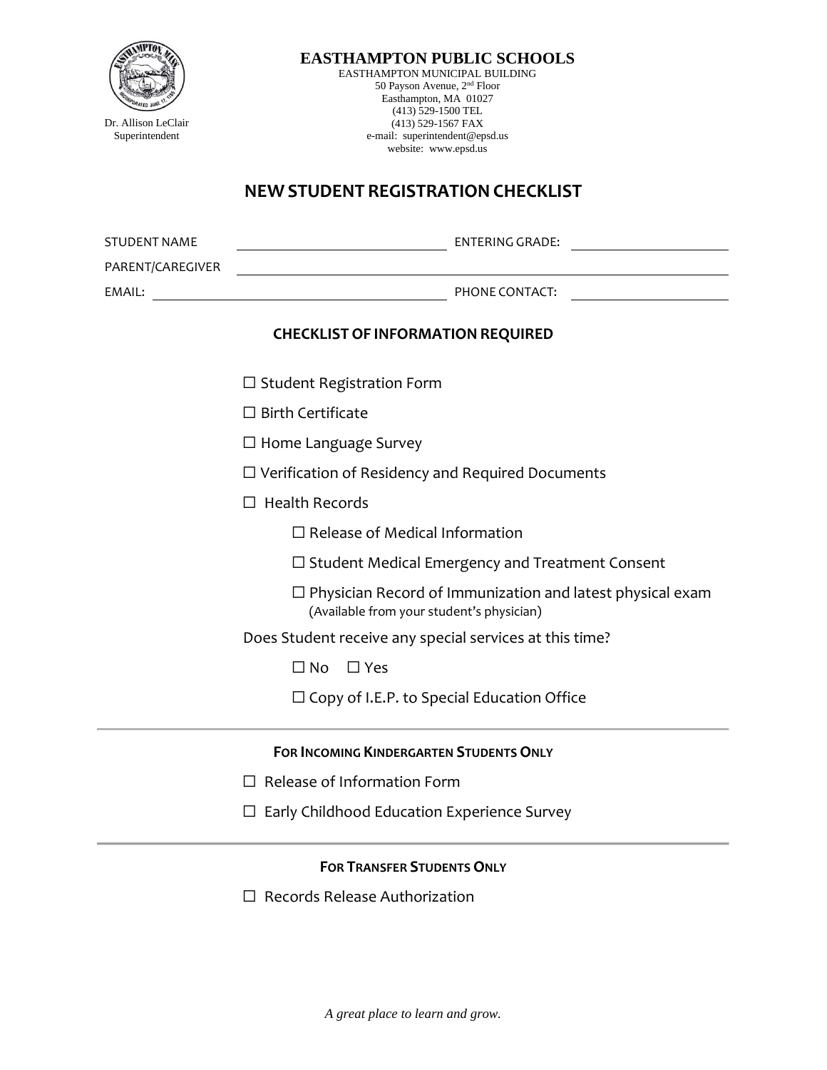**EASTHAMPTON PUBLIC SCHOOLS**
EASTHAMPTON MUNICIPAL BUILDING
50 Payson Avenue, 2nd Floor
Easthampton, MA 01027
(413) 529-1500 TEL
(413) 529-1567 FAX
e-mail: superintendent@epsd.us
website: www.epsd.us

Dr. Allison LeClair
Superintendent

# NEW STUDENT REGISTRATION CHECKLIST

STUDENT NAME ______________________ ENTERING GRADE: ______________

PARENT/CAREGIVER ________________________________________

EMAIL: ______________________ PHONE CONTACT: ______________

## CHECKLIST OF INFORMATION REQUIRED

☐ Student Registration Form

☐ Birth Certificate

☐ Home Language Survey

☐ Verification of Residency and Required Documents

☐ Health Records

- ☐ Release of Medical Information
- ☐ Student Medical Emergency and Treatment Consent
- ☐ Physician Record of Immunization and latest physical exam
  (Available from your student's physician)

Does Student receive any special services at this time?

- ☐ No ☐ Yes
- ☐ Copy of I.E.P. to Special Education Office

---

### FOR INCOMING KINDERGARTEN STUDENTS ONLY

☐ Release of Information Form

☐ Early Childhood Education Experience Survey

---

### FOR TRANSFER STUDENTS ONLY

☐ Records Release Authorization

*A great place to learn and grow.*